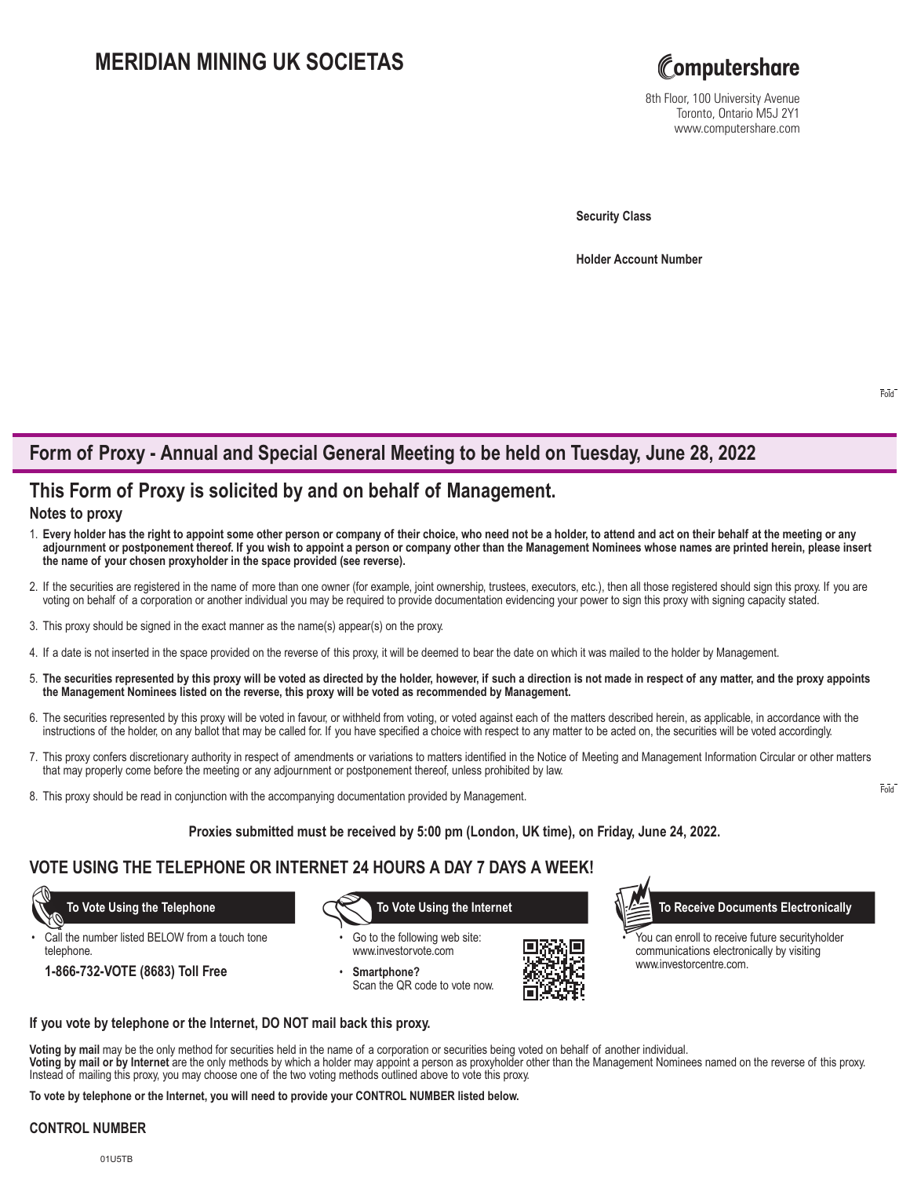# MERIDIAN MINING UK SOCIETAS

Computershare

8th Floor, 100 University Avenue
Toronto, Ontario M5J 2Y1
www.computershare.com

**Security Class**

**Holder Account Number**

## Form of Proxy - Annual and Special General Meeting to be held on Tuesday, June 28, 2022

## This Form of Proxy is solicited by and on behalf of Management.

### Notes to proxy

1. **Every holder has the right to appoint some other person or company of their choice, who need not be a holder, to attend and act on their behalf at the meeting or any adjournment or postponement thereof. If you wish to appoint a person or company other than the Management Nominees whose names are printed herein, please insert the name of your chosen proxyholder in the space provided (see reverse).**
2. If the securities are registered in the name of more than one owner (for example, joint ownership, trustees, executors, etc.), then all those registered should sign this proxy. If you are voting on behalf of a corporation or another individual you may be required to provide documentation evidencing your power to sign this proxy with signing capacity stated.
3. This proxy should be signed in the exact manner as the name(s) appear(s) on the proxy.
4. If a date is not inserted in the space provided on the reverse of this proxy, it will be deemed to bear the date on which it was mailed to the holder by Management.
5. **The securities represented by this proxy will be voted as directed by the holder, however, if such a direction is not made in respect of any matter, and the proxy appoints the Management Nominees listed on the reverse, this proxy will be voted as recommended by Management.**
6. The securities represented by this proxy will be voted in favour, or withheld from voting, or voted against each of the matters described herein, as applicable, in accordance with the instructions of the holder, on any ballot that may be called for. If you have specified a choice with respect to any matter to be acted on, the securities will be voted accordingly.
7. This proxy confers discretionary authority in respect of amendments or variations to matters identified in the Notice of Meeting and Management Information Circular or other matters that may properly come before the meeting or any adjournment or postponement thereof, unless prohibited by law.
8. This proxy should be read in conjunction with the accompanying documentation provided by Management.

**Proxies submitted must be received by 5:00 pm (London, UK time), on Friday, June 24, 2022.**

## VOTE USING THE TELEPHONE OR INTERNET 24 HOURS A DAY 7 DAYS A WEEK!

**To Vote Using the Telephone**

- Call the number listed BELOW from a touch tone telephone.

**1-866-732-VOTE (8683) Toll Free**

**To Vote Using the Internet**

- Go to the following web site: www.investorvote.com
- **Smartphone?** Scan the QR code to vote now.

**To Receive Documents Electronically**

- You can enroll to receive future securityholder communications electronically by visiting www.investorcentre.com.

**If you vote by telephone or the Internet, DO NOT mail back this proxy.**

**Voting by mail** may be the only method for securities held in the name of a corporation or securities being voted on behalf of another individual.
**Voting by mail or by Internet** are the only methods by which a holder may appoint a person as proxyholder other than the Management Nominees named on the reverse of this proxy. Instead of mailing this proxy, you may choose one of the two voting methods outlined above to vote this proxy.

**To vote by telephone or the Internet, you will need to provide your CONTROL NUMBER listed below.**

**CONTROL NUMBER**

01U5TB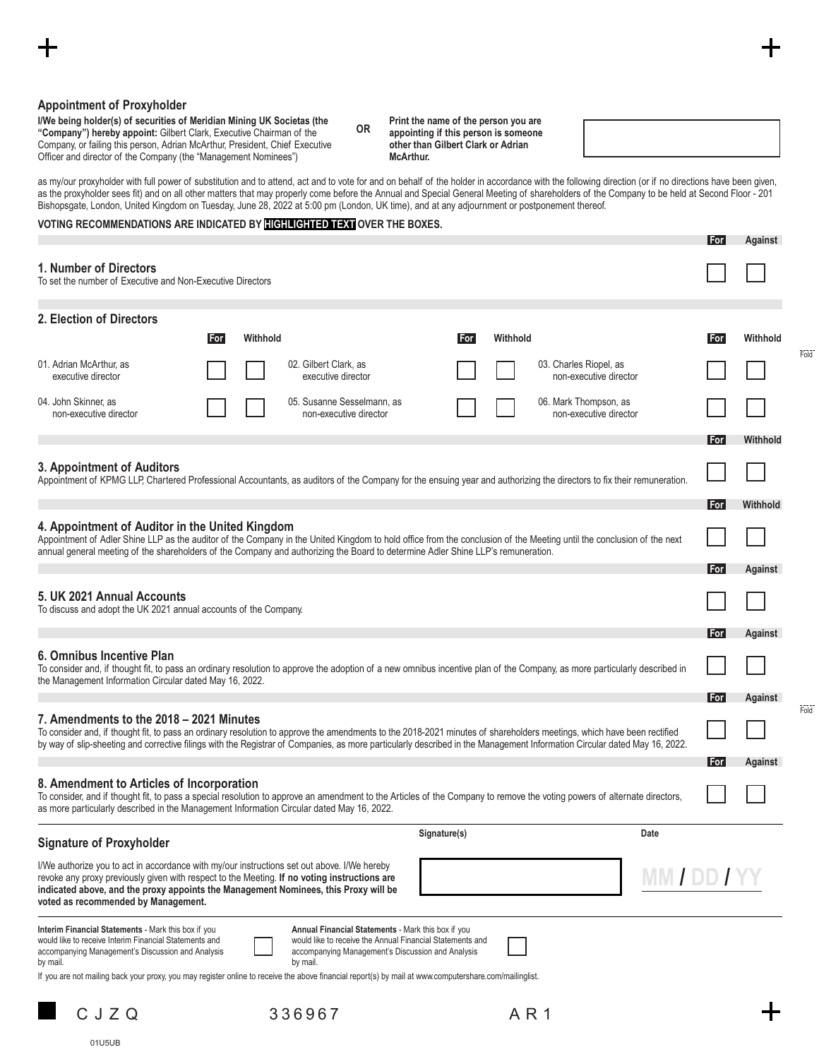## Appointment of Proxyholder

**I/We being holder(s) of securities of Meridian Mining UK Societas (the "Company") hereby appoint:** Gilbert Clark, Executive Chairman of the Company, or failing this person, Adrian McArthur, President, Chief Executive Officer and director of the Company (the "Management Nominees")

**OR**

**Print the name of the person you are appointing if this person is someone other than Gilbert Clark or Adrian McArthur.**

as my/our proxyholder with full power of substitution and to attend, act and to vote for and on behalf of the holder in accordance with the following direction (or if no directions have been given, as the proxyholder sees fit) and on all other matters that may properly come before the Annual and Special General Meeting of shareholders of the Company to be held at Second Floor - 201 Bishopsgate, London, United Kingdom on Tuesday, June 28, 2022 at 5:00 pm (London, UK time), and at any adjournment or postponement thereof.

**VOTING RECOMMENDATIONS ARE INDICATED BY HIGHLIGHTED TEXT OVER THE BOXES.**

### 1. Number of Directors

To set the number of Executive and Non-Executive Directors

| For | Against |
|---|---|
| ☐ | ☐ |

### 2. Election of Directors

| Nominee | For | Withhold |
|---|---|---|
| 01. Adrian McArthur, as executive director | ☐ | ☐ |
| 02. Gilbert Clark, as executive director | ☐ | ☐ |
| 03. Charles Riopel, as non-executive director | ☐ | ☐ |
| 04. John Skinner, as non-executive director | ☐ | ☐ |
| 05. Susanne Sesselmann, as non-executive director | ☐ | ☐ |
| 06. Mark Thompson, as non-executive director | ☐ | ☐ |

### 3. Appointment of Auditors

Appointment of KPMG LLP, Chartered Professional Accountants, as auditors of the Company for the ensuing year and authorizing the directors to fix their remuneration.

| For | Withhold |
|---|---|
| ☐ | ☐ |

### 4. Appointment of Auditor in the United Kingdom

Appointment of Adler Shine LLP as the auditor of the Company in the United Kingdom to hold office from the conclusion of the Meeting until the conclusion of the next annual general meeting of the shareholders of the Company and authorizing the Board to determine Adler Shine LLP's remuneration.

| For | Withhold |
|---|---|
| ☐ | ☐ |

### 5. UK 2021 Annual Accounts

To discuss and adopt the UK 2021 annual accounts of the Company.

| For | Against |
|---|---|
| ☐ | ☐ |

### 6. Omnibus Incentive Plan

To consider and, if thought fit, to pass an ordinary resolution to approve the adoption of a new omnibus incentive plan of the Company, as more particularly described in the Management Information Circular dated May 16, 2022.

| For | Against |
|---|---|
| ☐ | ☐ |

### 7. Amendments to the 2018 – 2021 Minutes

To consider and, if thought fit, to pass an ordinary resolution to approve the amendments to the 2018-2021 minutes of shareholders meetings, which have been rectified by way of slip-sheeting and corrective filings with the Registrar of Companies, as more particularly described in the Management Information Circular dated May 16, 2022.

| For | Against |
|---|---|
| ☐ | ☐ |

### 8. Amendment to Articles of Incorporation

To consider, and if thought fit, to pass a special resolution to approve an amendment to the Articles of the Company to remove the voting powers of alternate directors, as more particularly described in the Management Information Circular dated May 16, 2022.

| For | Against |
|---|---|
| ☐ | ☐ |

## Signature of Proxyholder

I/We authorize you to act in accordance with my/our instructions set out above. I/We hereby revoke any proxy previously given with respect to the Meeting. **If no voting instructions are indicated above, and the proxy appoints the Management Nominees, this Proxy will be voted as recommended by Management.**

Signature(s)

Date

MM / DD / YY

**Interim Financial Statements** - Mark this box if you would like to receive Interim Financial Statements and accompanying Management's Discussion and Analysis by mail. ☐

**Annual Financial Statements** - Mark this box if you would like to receive the Annual Financial Statements and accompanying Management's Discussion and Analysis by mail. ☐

If you are not mailing back your proxy, you may register online to receive the above financial report(s) by mail at www.computershare.com/mailinglist.

C J Z Q 336967 A R 1

01U5UB